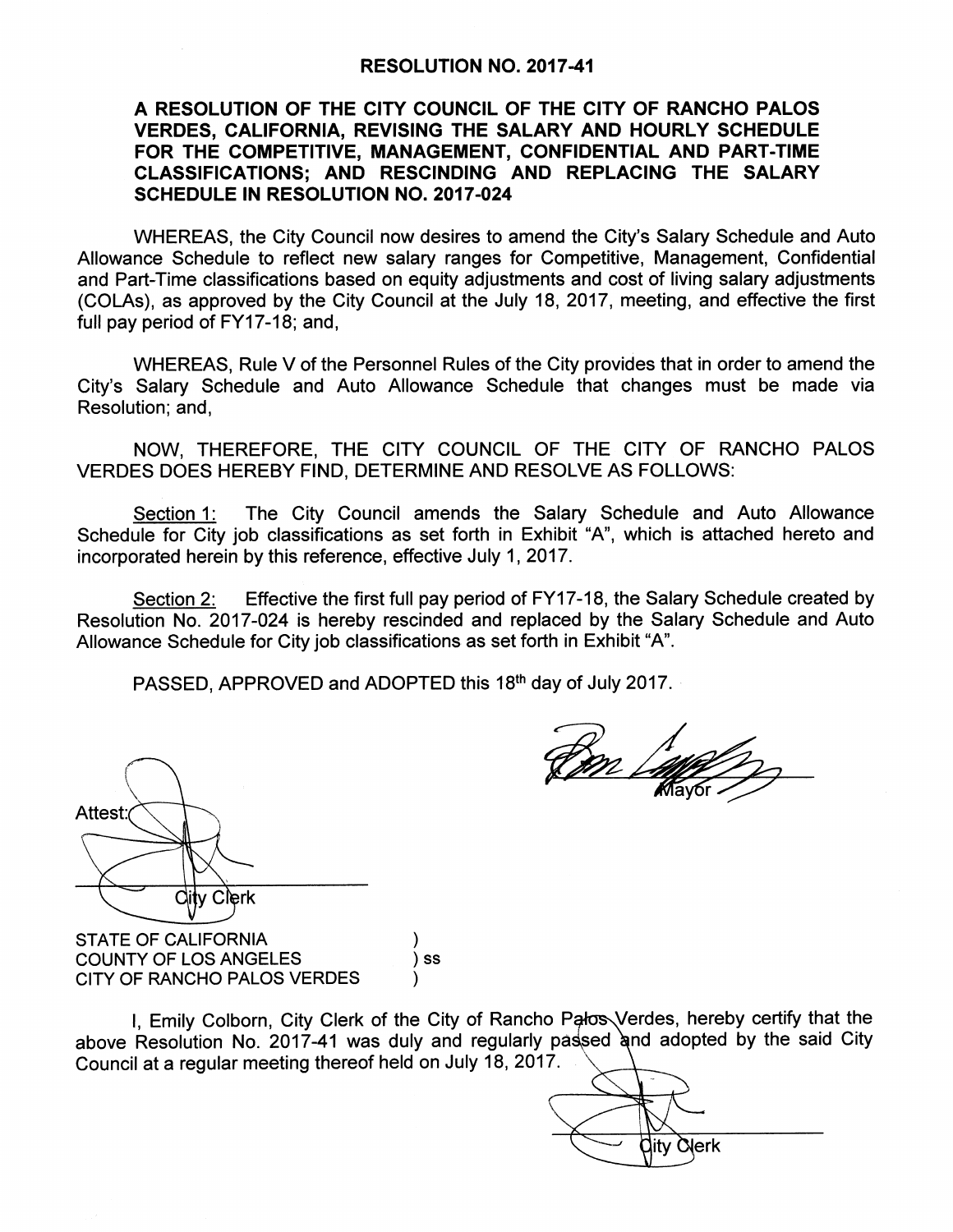# RESOLUTION NO. 2017-41

## A RESOLUTION OF THE CITY COUNCIL OF THE CITY OF RANCHO PALOS VERDES, CALIFORNIA, REVISING THE SALARY AND HOURLY SCHEDULE FOR THE COMPETITIVE, MANAGEMENT, CONFIDENTIAL AND PART-TIME CLASSIFICATIONS; AND RESCINDING AND REPLACING THE SALARY SCHEDULE IN RESOLUTION NO. 2017-024

WHEREAS, the City Council now desires to amend the City's Salary Schedule and Auto Allowance Schedule to reflect new salary ranges for Competitive, Management, Confidential and Part-Time classifications based on equity adjustments and cost of living salary adjustments (COLAs), as approved by the City Council at the July 18, 2017, meeting, and effective the first full pay period of FY17-18; and,

WHEREAS, Rule V of the Personnel Rules of the City provides that in order to amend the City's Salary Schedule and Auto Allowance Schedule that changes must be made via Resolution; and,

NOW, THEREFORE, THE CITY COUNCIL OF THE CITY OF RANCHO PALOS VERDES DOES HEREBY FIND, DETERMINE AND RESOLVE AS FOLLOWS:

Section 1: The City Council amends the Salary Schedule and Auto Allowance Schedule for City job classifications as set forth in Exhibit "A", which is attached hereto and incorporated herein by this reference, effective July 1, 2017.

Section 2: Effective the first full pay period of FY17-18, the Salary Schedule created by Resolution No. 2017-024 is hereby rescinded and replaced by the Salary Schedule and Auto Allowance Schedule for City job classifications as set forth in Exhibit "A".

PASSED, APPROVED and ADOPTED this 18th day of July 2017.

Mayor

Attest:

City Clerk

STATE OF CALIFORNIA )
COUNTY OF LOS ANGELES ) ss
CITY OF RANCHO PALOS VERDES )

I, Emily Colborn, City Clerk of the City of Rancho Palos Verdes, hereby certify that the above Resolution No. 2017-41 was duly and regularly passed and adopted by the said City Council at a regular meeting thereof held on July 18, 2017.

City Clerk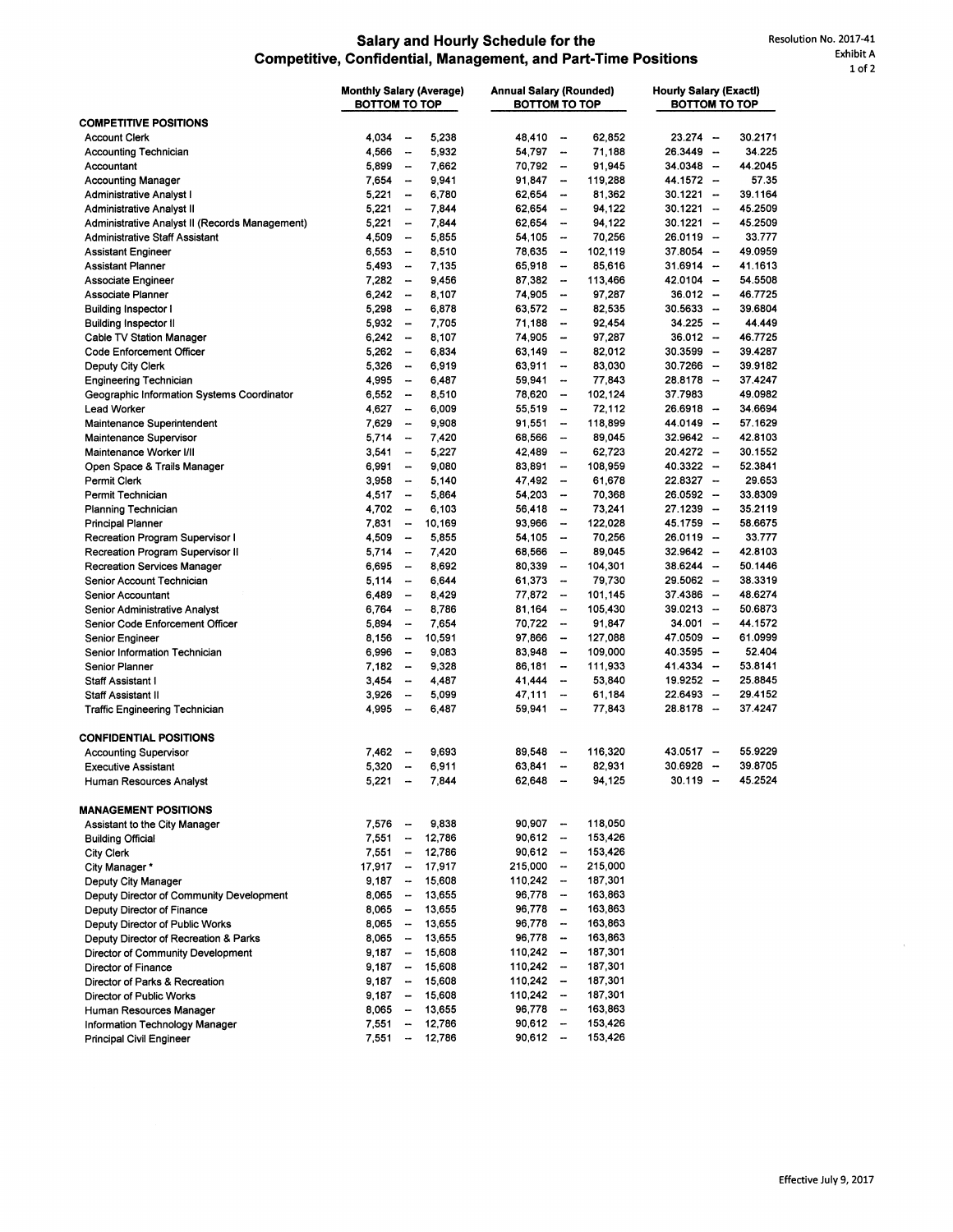# Salary and Hourly Schedule for the Competitive, Confidential, Management, and Part-Time Positions

Resolution No. 2017-41
Exhibit A
1 of 2

| | Monthly Salary (Average) BOTTOM TO TOP | | Annual Salary (Rounded) BOTTOM TO TOP | | Hourly Salary (Exactl) BOTTOM TO TOP | |
|---|---|---|---|---|---|---|
| **COMPETITIVE POSITIONS** | | | | | | |
| Account Clerk | 4,034 | 5,238 | 48,410 | 62,852 | 23.274 | 30.2171 |
| Accounting Technician | 4,566 | 5,932 | 54,797 | 71,188 | 26.3449 | 34.225 |
| Accountant | 5,899 | 7,662 | 70,792 | 91,945 | 34.0348 | 44.2045 |
| Accounting Manager | 7,654 | 9,941 | 91,847 | 119,288 | 44.1572 | 57.35 |
| Administrative Analyst I | 5,221 | 6,780 | 62,654 | 81,362 | 30.1221 | 39.1164 |
| Administrative Analyst II | 5,221 | 7,844 | 62,654 | 94,122 | 30.1221 | 45.2509 |
| Administrative Analyst II (Records Management) | 5,221 | 7,844 | 62,654 | 94,122 | 30.1221 | 45.2509 |
| Administrative Staff Assistant | 4,509 | 5,855 | 54,105 | 70,256 | 26.0119 | 33.777 |
| Assistant Engineer | 6,553 | 8,510 | 78,635 | 102,119 | 37.8054 | 49.0959 |
| Assistant Planner | 5,493 | 7,135 | 65,918 | 85,616 | 31.6914 | 41.1613 |
| Associate Engineer | 7,282 | 9,456 | 87,382 | 113,466 | 42.0104 | 54.5508 |
| Associate Planner | 6,242 | 8,107 | 74,905 | 97,287 | 36.012 | 46.7725 |
| Building Inspector I | 5,298 | 6,878 | 63,572 | 82,535 | 30.5633 | 39.6804 |
| Building Inspector II | 5,932 | 7,705 | 71,188 | 92,454 | 34.225 | 44.449 |
| Cable TV Station Manager | 6,242 | 8,107 | 74,905 | 97,287 | 36.012 | 46.7725 |
| Code Enforcement Officer | 5,262 | 6,834 | 63,149 | 82,012 | 30.3599 | 39.4287 |
| Deputy City Clerk | 5,326 | 6,919 | 63,911 | 83,030 | 30.7266 | 39.9182 |
| Engineering Technician | 4,995 | 6,487 | 59,941 | 77,843 | 28.8178 | 37.4247 |
| Geographic Information Systems Coordinator | 6,552 | 8,510 | 78,620 | 102,124 | 37.7983 | 49.0982 |
| Lead Worker | 4,627 | 6,009 | 55,519 | 72,112 | 26.6918 | 34.6694 |
| Maintenance Superintendent | 7,629 | 9,908 | 91,551 | 118,899 | 44.0149 | 57.1629 |
| Maintenance Supervisor | 5,714 | 7,420 | 68,566 | 89,045 | 32.9642 | 42.8103 |
| Maintenance Worker I/II | 3,541 | 5,227 | 42,489 | 62,723 | 20.4272 | 30.1552 |
| Open Space & Trails Manager | 6,991 | 9,080 | 83,891 | 108,959 | 40.3322 | 52.3841 |
| Permit Clerk | 3,958 | 5,140 | 47,492 | 61,678 | 22.8327 | 29.653 |
| Permit Technician | 4,517 | 5,864 | 54,203 | 70,368 | 26.0592 | 33.8309 |
| Planning Technician | 4,702 | 6,103 | 56,418 | 73,241 | 27.1239 | 35.2119 |
| Principal Planner | 7,831 | 10,169 | 93,966 | 122,028 | 45.1759 | 58.6675 |
| Recreation Program Supervisor I | 4,509 | 5,855 | 54,105 | 70,256 | 26.0119 | 33.777 |
| Recreation Program Supervisor II | 5,714 | 7,420 | 68,566 | 89,045 | 32.9642 | 42.8103 |
| Recreation Services Manager | 6,695 | 8,692 | 80,339 | 104,301 | 38.6244 | 50.1446 |
| Senior Account Technician | 5,114 | 6,644 | 61,373 | 79,730 | 29.5062 | 38.3319 |
| Senior Accountant | 6,489 | 8,429 | 77,872 | 101,145 | 37.4386 | 48.6274 |
| Senior Administrative Analyst | 6,764 | 8,786 | 81,164 | 105,430 | 39.0213 | 50.6873 |
| Senior Code Enforcement Officer | 5,894 | 7,654 | 70,722 | 91,847 | 34.001 | 44.1572 |
| Senior Engineer | 8,156 | 10,591 | 97,866 | 127,088 | 47.0509 | 61.0999 |
| Senior Information Technician | 6,996 | 9,083 | 83,948 | 109,000 | 40.3595 | 52.404 |
| Senior Planner | 7,182 | 9,328 | 86,181 | 111,933 | 41.4334 | 53.8141 |
| Staff Assistant I | 3,454 | 4,487 | 41,444 | 53,840 | 19.9252 | 25.8845 |
| Staff Assistant II | 3,926 | 5,099 | 47,111 | 61,184 | 22.6493 | 29.4152 |
| Traffic Engineering Technician | 4,995 | 6,487 | 59,941 | 77,843 | 28.8178 | 37.4247 |
| **CONFIDENTIAL POSITIONS** | | | | | | |
| Accounting Supervisor | 7,462 | 9,693 | 89,548 | 116,320 | 43.0517 | 55.9229 |
| Executive Assistant | 5,320 | 6,911 | 63,841 | 82,931 | 30.6928 | 39.8705 |
| Human Resources Analyst | 5,221 | 7,844 | 62,648 | 94,125 | 30.119 | 45.2524 |
| **MANAGEMENT POSITIONS** | | | | | | |
| Assistant to the City Manager | 7,576 | 9,838 | 90,907 | 118,050 | | |
| Building Official | 7,551 | 12,786 | 90,612 | 153,426 | | |
| City Clerk | 7,551 | 12,786 | 90,612 | 153,426 | | |
| City Manager * | 17,917 | 17,917 | 215,000 | 215,000 | | |
| Deputy City Manager | 9,187 | 15,608 | 110,242 | 187,301 | | |
| Deputy Director of Community Development | 8,065 | 13,655 | 96,778 | 163,863 | | |
| Deputy Director of Finance | 8,065 | 13,655 | 96,778 | 163,863 | | |
| Deputy Director of Public Works | 8,065 | 13,655 | 96,778 | 163,863 | | |
| Deputy Director of Recreation & Parks | 8,065 | 13,655 | 96,778 | 163,863 | | |
| Director of Community Development | 9,187 | 15,608 | 110,242 | 187,301 | | |
| Director of Finance | 9,187 | 15,608 | 110,242 | 187,301 | | |
| Director of Parks & Recreation | 9,187 | 15,608 | 110,242 | 187,301 | | |
| Director of Public Works | 9,187 | 15,608 | 110,242 | 187,301 | | |
| Human Resources Manager | 8,065 | 13,655 | 96,778 | 163,863 | | |
| Information Technology Manager | 7,551 | 12,786 | 90,612 | 153,426 | | |
| Principal Civil Engineer | 7,551 | 12,786 | 90,612 | 153,426 | | |

Effective July 9, 2017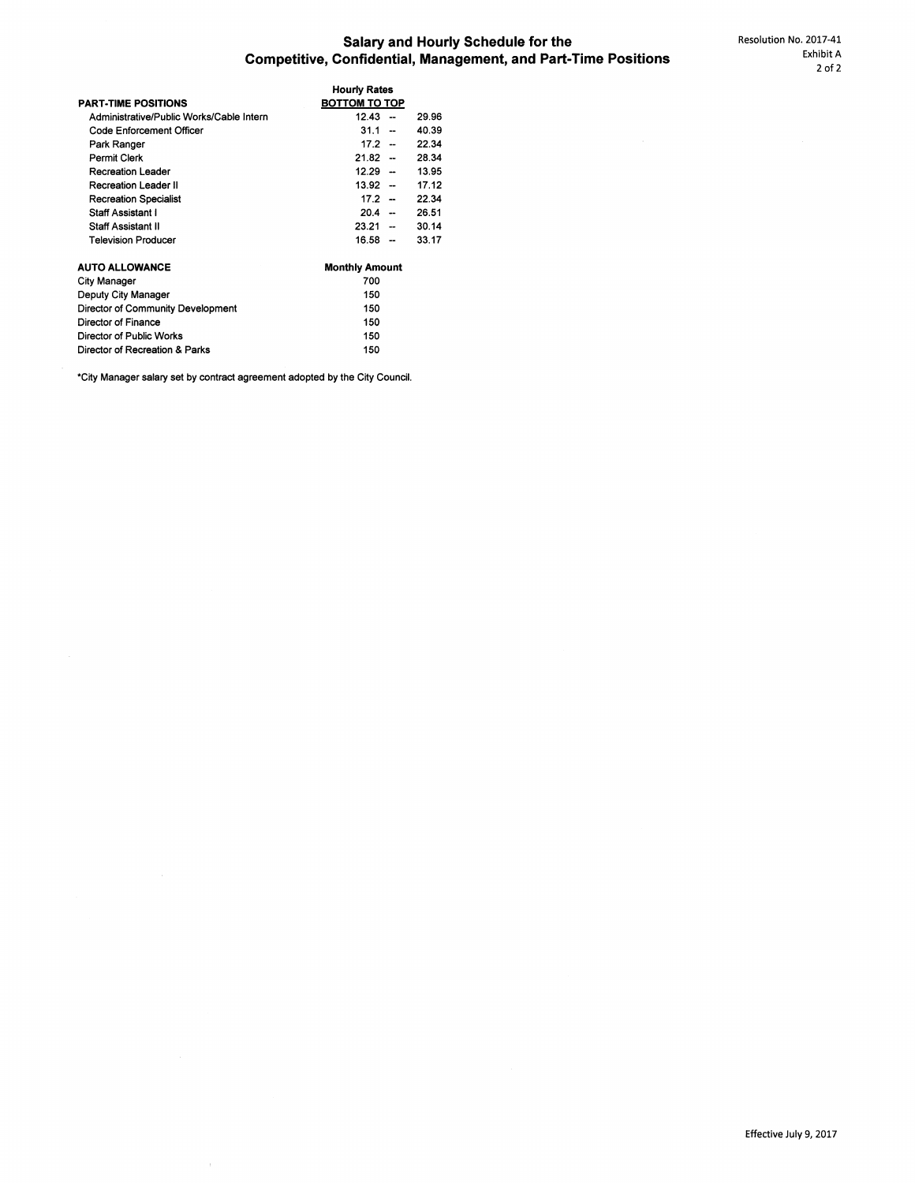# Salary and Hourly Schedule for the Competitive, Confidential, Management, and Part-Time Positions

Resolution No. 2017-41
Exhibit A

| PART-TIME POSITIONS | Hourly Rates BOTTOM TO TOP | | |
|---|---|---|---|
| Administrative/Public Works/Cable Intern | 12.43 | -- | 29.96 |
| Code Enforcement Officer | 31.1 | -- | 40.39 |
| Park Ranger | 17.2 | -- | 22.34 |
| Permit Clerk | 21.82 | -- | 28.34 |
| Recreation Leader | 12.29 | -- | 13.95 |
| Recreation Leader II | 13.92 | -- | 17.12 |
| Recreation Specialist | 17.2 | -- | 22.34 |
| Staff Assistant I | 20.4 | -- | 26.51 |
| Staff Assistant II | 23.21 | -- | 30.14 |
| Television Producer | 16.58 | -- | 33.17 |

| AUTO ALLOWANCE | Monthly Amount |
|---|---|
| City Manager | 700 |
| Deputy City Manager | 150 |
| Director of Community Development | 150 |
| Director of Finance | 150 |
| Director of Public Works | 150 |
| Director of Recreation & Parks | 150 |

*City Manager salary set by contract agreement adopted by the City Council.

Effective July 9, 2017